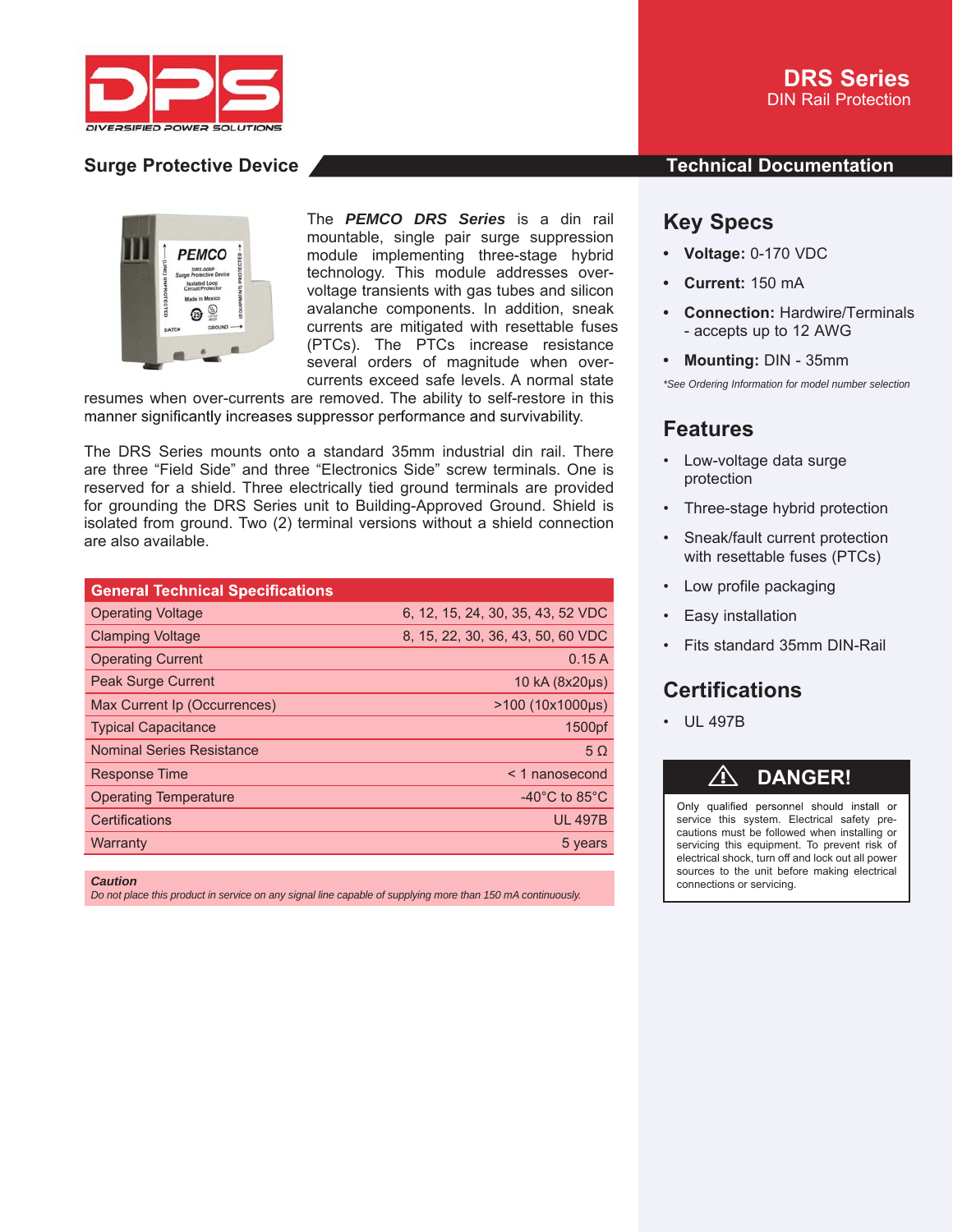# DRS Series

DIN Rail Protection

## Surge Protective Device

## Technical Documentation

The ***PEMCO DRS Series*** is a din rail mountable, single pair surge suppression module implementing three-stage hybrid technology. This module addresses over-voltage transients with gas tubes and silicon avalanche components. In addition, sneak currents are mitigated with resettable fuses (PTCs). The PTCs increase resistance several orders of magnitude when over-currents exceed safe levels. A normal state resumes when over-currents are removed. The ability to self-restore in this manner significantly increases suppressor performance and survivability.

The DRS Series mounts onto a standard 35mm industrial din rail. There are three "Field Side" and three "Electronics Side" screw terminals. One is reserved for a shield. Three electrically tied ground terminals are provided for grounding the DRS Series unit to Building-Approved Ground. Shield is isolated from ground. Two (2) terminal versions without a shield connection are also available.

| General Technical Specifications | |
|---|---|
| Operating Voltage | 6, 12, 15, 24, 30, 35, 43, 52 VDC |
| Clamping Voltage | 8, 15, 22, 30, 36, 43, 50, 60 VDC |
| Operating Current | 0.15 A |
| Peak Surge Current | 10 kA (8x20μs) |
| Max Current Ip (Occurrences) | >100 (10x1000μs) |
| Typical Capacitance | 1500pf |
| Nominal Series Resistance | 5 Ω |
| Response Time | < 1 nanosecond |
| Operating Temperature | -40°C to 85°C |
| Certifications | UL 497B |
| Warranty | 5 years |

***Caution***
*Do not place this product in service on any signal line capable of supplying more than 150 mA continuously.*

## Key Specs

- **Voltage:** 0-170 VDC
- **Current:** 150 mA
- **Connection:** Hardwire/Terminals - accepts up to 12 AWG
- **Mounting:** DIN - 35mm

*\*See Ordering Information for model number selection*

## Features

- Low-voltage data surge protection
- Three-stage hybrid protection
- Sneak/fault current protection with resettable fuses (PTCs)
- Low profile packaging
- Easy installation
- Fits standard 35mm DIN-Rail

## Certifications

- UL 497B

### ⚠ DANGER!

Only qualified personnel should install or service this system. Electrical safety precautions must be followed when installing or servicing this equipment. To prevent risk of electrical shock, turn off and lock out all power sources to the unit before making electrical connections or servicing.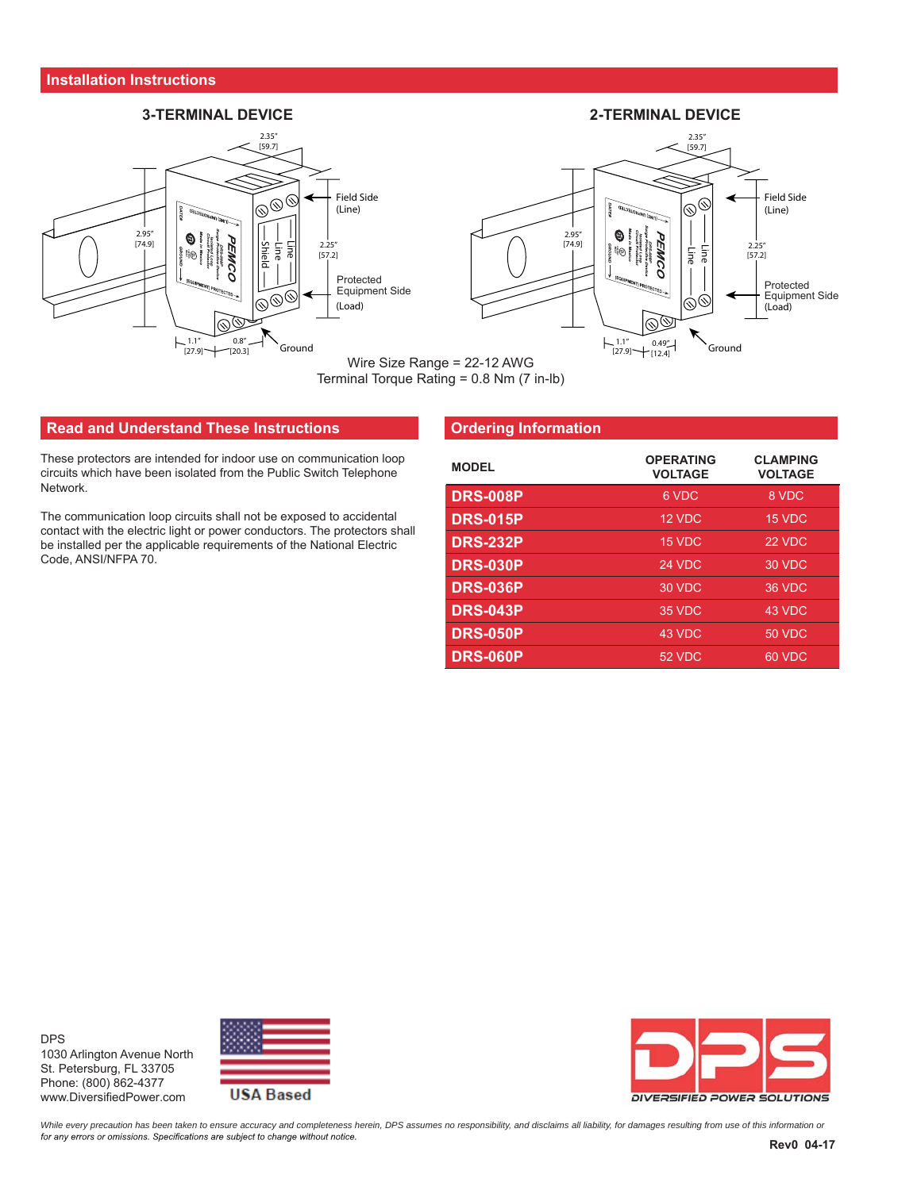## Installation Instructions

### 3-TERMINAL DEVICE

2.35" [59.7]

2.95" [74.9]

2.25" [57.2]

Field Side (Line)

Protected Equipment Side (Load)

1.1" [27.9]

0.8" [20.3]

Ground

### 2-TERMINAL DEVICE

2.35" [59.7]

2.95" [74.9]

2.25" [57.2]

Field Side (Line)

Protected Equipment Side (Load)

1.1" [27.9]

0.49" [12.4]

Ground

Wire Size Range = 22-12 AWG
Terminal Torque Rating = 0.8 Nm (7 in-lb)

## Read and Understand These Instructions

These protectors are intended for indoor use on communication loop circuits which have been isolated from the Public Switch Telephone Network.

The communication loop circuits shall not be exposed to accidental contact with the electric light or power conductors. The protectors shall be installed per the applicable requirements of the National Electric Code, ANSI/NFPA 70.

## Ordering Information

| MODEL | OPERATING VOLTAGE | CLAMPING VOLTAGE |
|---|---|---|
| **DRS-008P** | 6 VDC | 8 VDC |
| **DRS-015P** | 12 VDC | 15 VDC |
| **DRS-232P** | 15 VDC | 22 VDC |
| **DRS-030P** | 24 VDC | 30 VDC |
| **DRS-036P** | 30 VDC | 36 VDC |
| **DRS-043P** | 35 VDC | 43 VDC |
| **DRS-050P** | 43 VDC | 50 VDC |
| **DRS-060P** | 52 VDC | 60 VDC |

DPS
1030 Arlington Avenue North
St. Petersburg, FL 33705
Phone: (800) 862-4377
www.DiversifiedPower.com

USA Based

DPS DIVERSIFIED POWER SOLUTIONS

*While every precaution has been taken to ensure accuracy and completeness herein, DPS assumes no responsibility, and disclaims all liability, for damages resulting from use of this information or for any errors or omissions. Specifications are subject to change without notice.*

**Rev0 04-17**